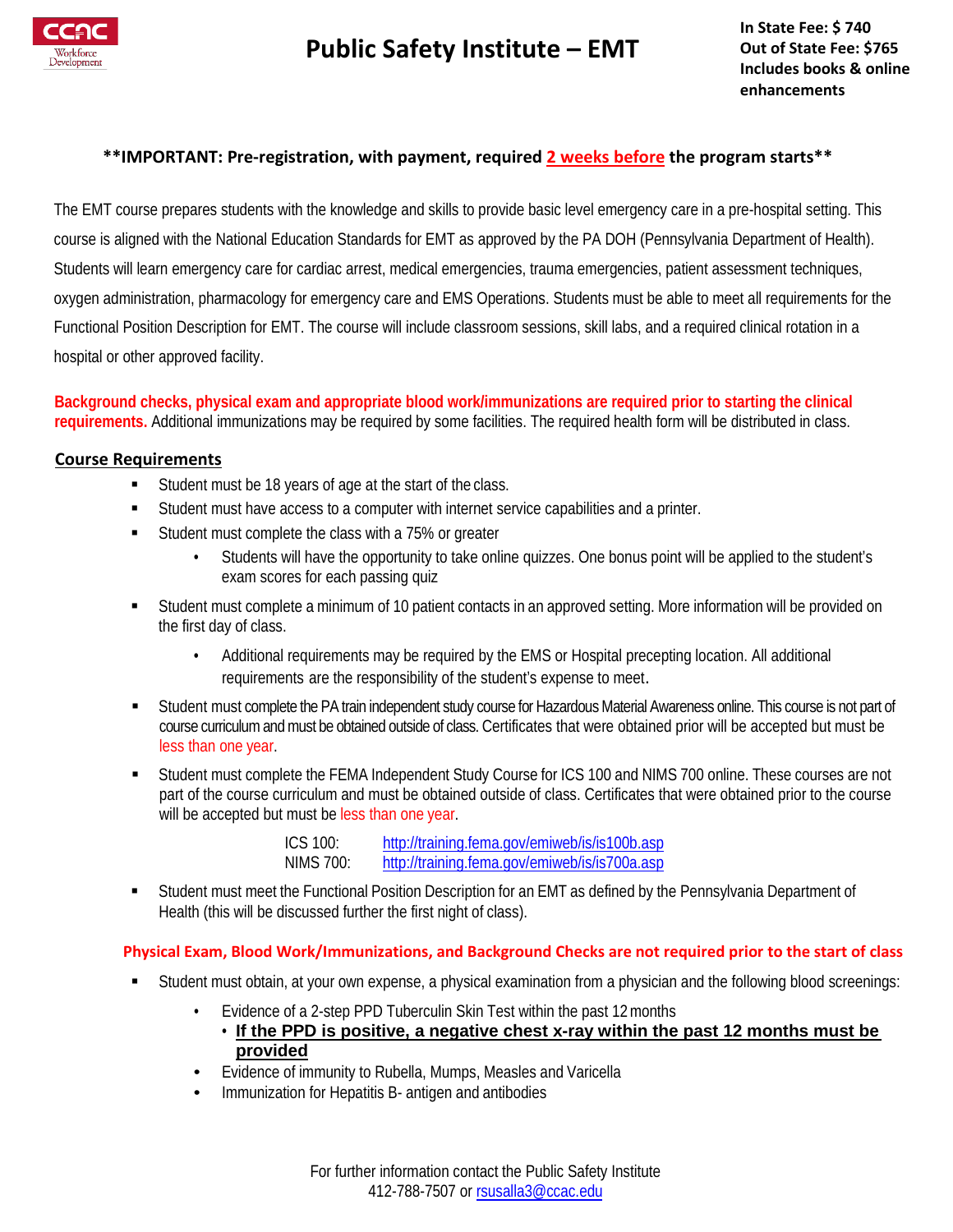CCAC Workforce Development

# Public Safety Institute – EMT

**In State Fee: $ 740**
**Out of State Fee: $765**
**Includes books & online enhancements**

**\*\*IMPORTANT: Pre-registration, with payment, required 2 weeks before the program starts\*\***

The EMT course prepares students with the knowledge and skills to provide basic level emergency care in a pre-hospital setting. This course is aligned with the National Education Standards for EMT as approved by the PA DOH (Pennsylvania Department of Health). Students will learn emergency care for cardiac arrest, medical emergencies, trauma emergencies, patient assessment techniques, oxygen administration, pharmacology for emergency care and EMS Operations. Students must be able to meet all requirements for the Functional Position Description for EMT. The course will include classroom sessions, skill labs, and a required clinical rotation in a hospital or other approved facility.

**Background checks, physical exam and appropriate blood work/immunizations are required prior to starting the clinical requirements.** Additional immunizations may be required by some facilities. The required health form will be distributed in class.

## Course Requirements

- Student must be 18 years of age at the start of the class.
- Student must have access to a computer with internet service capabilities and a printer.
- Student must complete the class with a 75% or greater
  - Students will have the opportunity to take online quizzes. One bonus point will be applied to the student's exam scores for each passing quiz
- Student must complete a minimum of 10 patient contacts in an approved setting. More information will be provided on the first day of class.
  - Additional requirements may be required by the EMS or Hospital precepting location. All additional requirements are the responsibility of the student's expense to meet.
- Student must complete the PA train independent study course for Hazardous Material Awareness online. This course is not part of course curriculum and must be obtained outside of class. Certificates that were obtained prior will be accepted but must be less than one year.
- Student must complete the FEMA Independent Study Course for ICS 100 and NIMS 700 online. These courses are not part of the course curriculum and must be obtained outside of class. Certificates that were obtained prior to the course will be accepted but must be less than one year.

  ICS 100: http://training.fema.gov/emiweb/is/is100b.asp
  NIMS 700: http://training.fema.gov/emiweb/is/is700a.asp

- Student must meet the Functional Position Description for an EMT as defined by the Pennsylvania Department of Health (this will be discussed further the first night of class).

**Physical Exam, Blood Work/Immunizations, and Background Checks are not required prior to the start of class**

- Student must obtain, at your own expense, a physical examination from a physician and the following blood screenings:
  - Evidence of a 2-step PPD Tuberculin Skin Test within the past 12 months
    - **If the PPD is positive, a negative chest x-ray within the past 12 months must be provided**
  - Evidence of immunity to Rubella, Mumps, Measles and Varicella
  - Immunization for Hepatitis B- antigen and antibodies

For further information contact the Public Safety Institute
412-788-7507 or rsusalla3@ccac.edu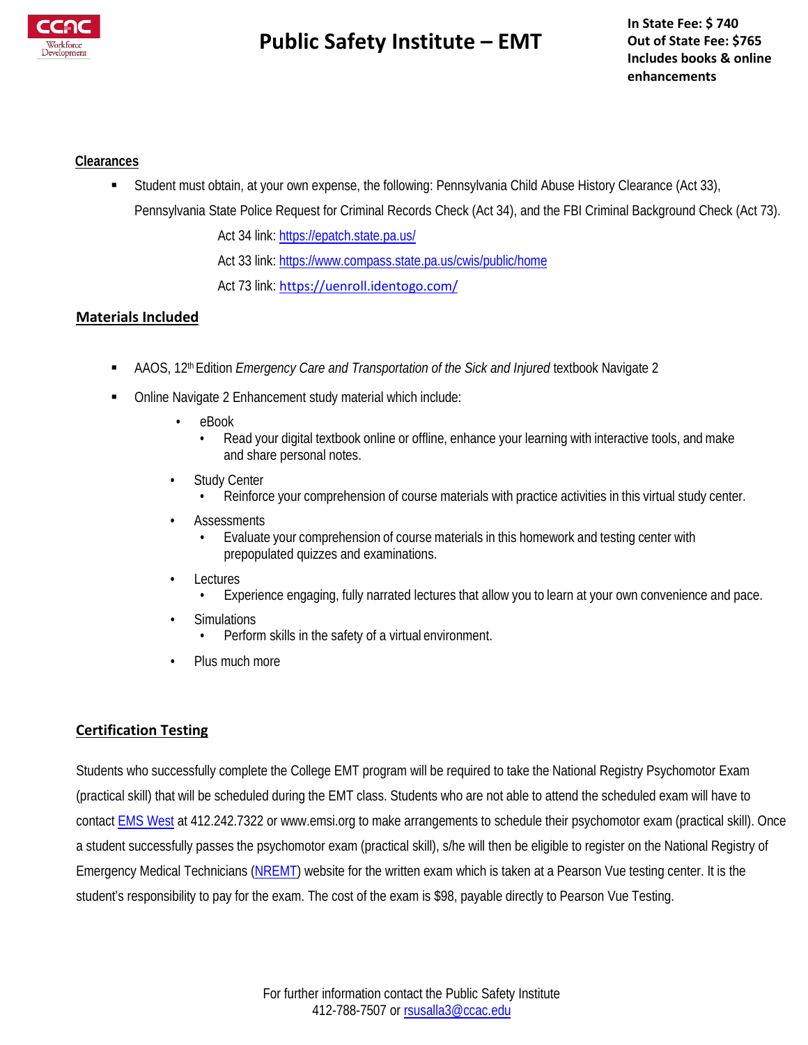# Public Safety Institute – EMT

**In State Fee: $ 740**
**Out of State Fee: $765**
**Includes books & online enhancements**

## Clearances

- Student must obtain, at your own expense, the following: Pennsylvania Child Abuse History Clearance (Act 33), Pennsylvania State Police Request for Criminal Records Check (Act 34), and the FBI Criminal Background Check (Act 73).

  Act 34 link: https://epatch.state.pa.us/

  Act 33 link: https://www.compass.state.pa.us/cwis/public/home

  Act 73 link: https://uenroll.identogo.com/

## Materials Included

- AAOS, 12th Edition *Emergency Care and Transportation of the Sick and Injured* textbook Navigate 2
- Online Navigate 2 Enhancement study material which include:
  - eBook
    - Read your digital textbook online or offline, enhance your learning with interactive tools, and make and share personal notes.
  - Study Center
    - Reinforce your comprehension of course materials with practice activities in this virtual study center.
  - Assessments
    - Evaluate your comprehension of course materials in this homework and testing center with prepopulated quizzes and examinations.
  - Lectures
    - Experience engaging, fully narrated lectures that allow you to learn at your own convenience and pace.
  - Simulations
    - Perform skills in the safety of a virtual environment.
  - Plus much more

## Certification Testing

Students who successfully complete the College EMT program will be required to take the National Registry Psychomotor Exam (practical skill) that will be scheduled during the EMT class. Students who are not able to attend the scheduled exam will have to contact EMS West at 412.242.7322 or www.emsi.org to make arrangements to schedule their psychomotor exam (practical skill). Once a student successfully passes the psychomotor exam (practical skill), s/he will then be eligible to register on the National Registry of Emergency Medical Technicians (NREMT) website for the written exam which is taken at a Pearson Vue testing center. It is the student's responsibility to pay for the exam. The cost of the exam is $98, payable directly to Pearson Vue Testing.

For further information contact the Public Safety Institute
412-788-7507 or rsusalla3@ccac.edu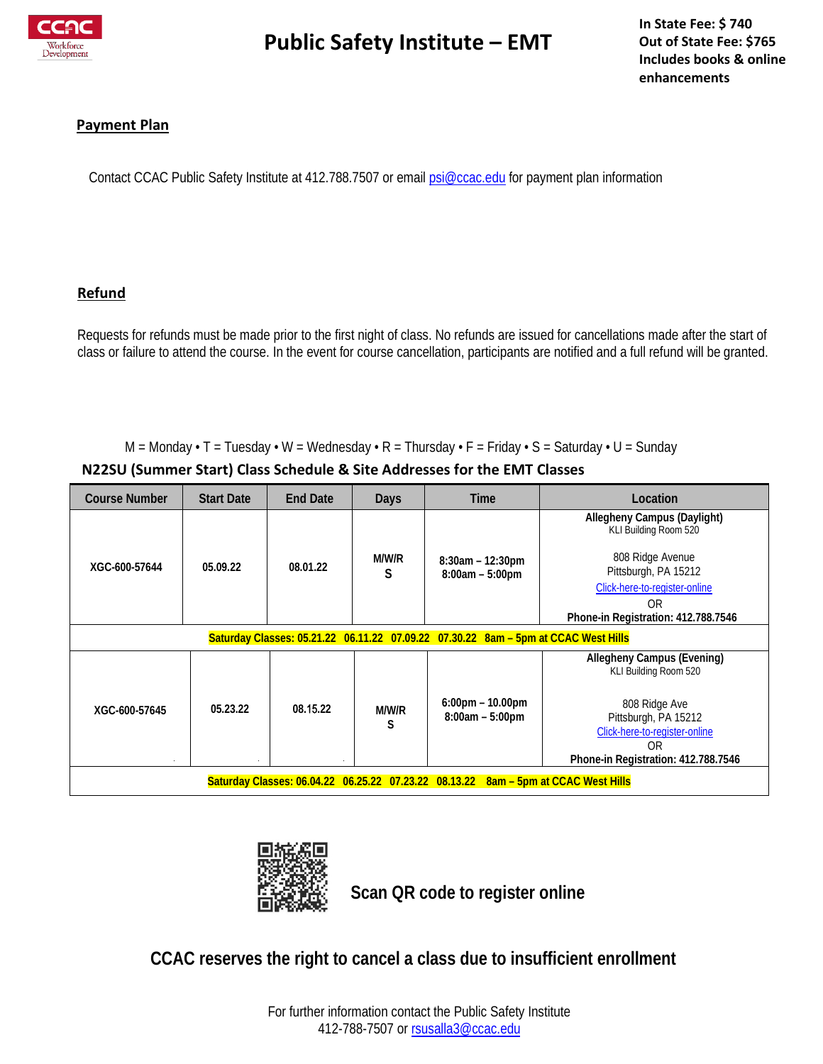**In State Fee: $ 740**
**Out of State Fee: $765**
**Includes books & online enhancements**

# Public Safety Institute – EMT

## Payment Plan

Contact CCAC Public Safety Institute at 412.788.7507 or email psi@ccac.edu for payment plan information

## Refund

Requests for refunds must be made prior to the first night of class. No refunds are issued for cancellations made after the start of class or failure to attend the course. In the event for course cancellation, participants are notified and a full refund will be granted.

M = Monday • T = Tuesday • W = Wednesday • R = Thursday • F = Friday • S = Saturday • U = Sunday

### N22SU (Summer Start) Class Schedule & Site Addresses for the EMT Classes

| Course Number | Start Date | End Date | Days | Time | Location |
|---|---|---|---|---|---|
| XGC-600-57644 | 05.09.22 | 08.01.22 | M/W/R<br>S | 8:30am – 12:30pm<br>8:00am – 5:00pm | **Allegheny Campus (Daylight)**<br>KLI Building Room 520<br><br>808 Ridge Avenue<br>Pittsburgh, PA 15212<br>Click-here-to-register-online<br>OR<br>**Phone-in Registration: 412.788.7546** |
| **Saturday Classes: 05.21.22 06.11.22 07.09.22 07.30.22 8am – 5pm at CCAC West Hills** | | | | | |
| XGC-600-57645 | 05.23.22 | 08.15.22 | M/W/R<br>S | 6:00pm – 10.00pm<br>8:00am – 5:00pm | **Allegheny Campus (Evening)**<br>KLI Building Room 520<br><br>808 Ridge Ave<br>Pittsburgh, PA 15212<br>Click-here-to-register-online<br>OR<br>**Phone-in Registration: 412.788.7546** |
| **Saturday Classes: 06.04.22 06.25.22 07.23.22 08.13.22 8am – 5pm at CCAC West Hills** | | | | | |

**Scan QR code to register online**

**CCAC reserves the right to cancel a class due to insufficient enrollment**

For further information contact the Public Safety Institute
412-788-7507 or rsusalla3@ccac.edu